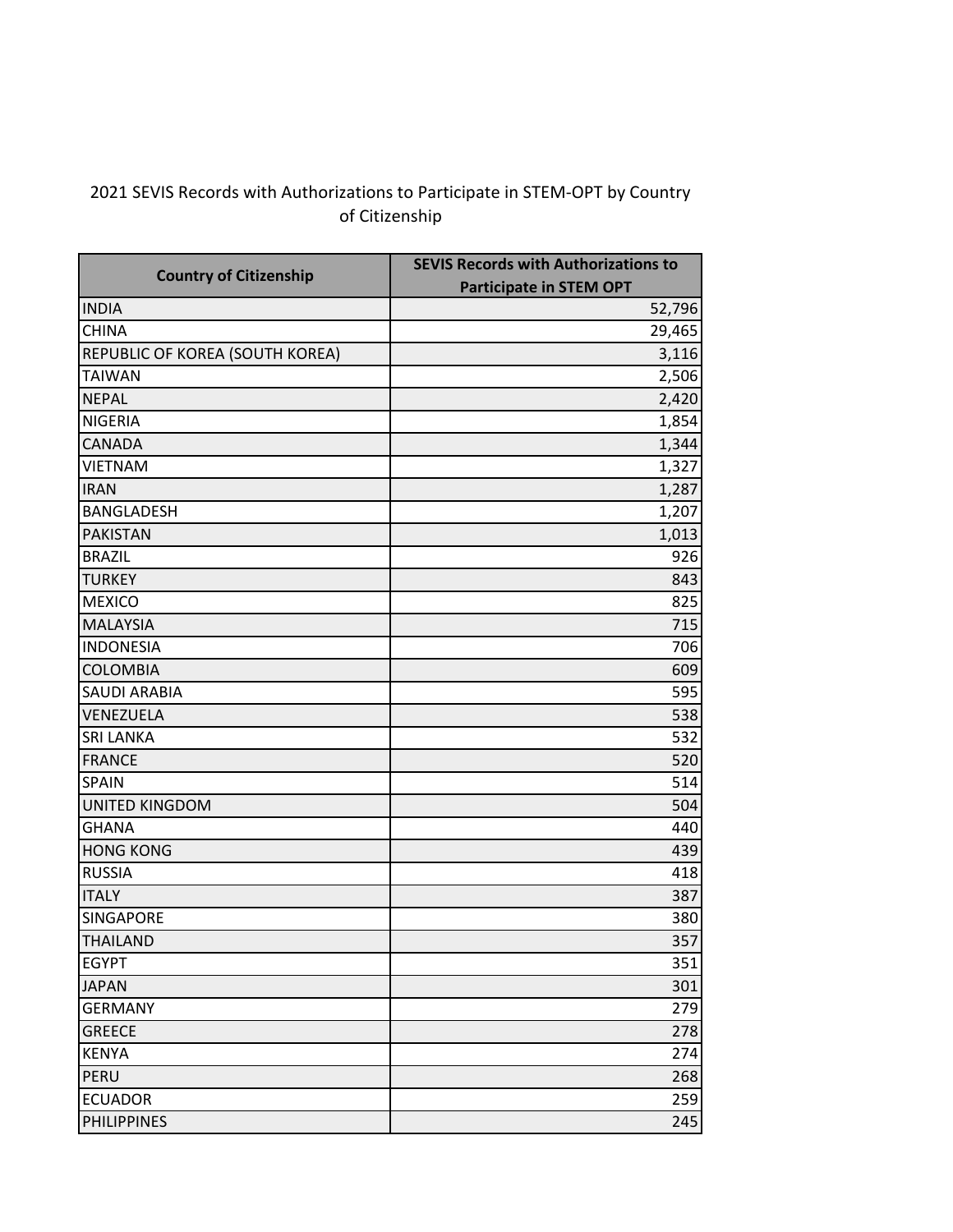# 2021 SEVIS Records with Authorizations to Participate in STEM-OPT by Country of Citizenship

| Country of Citizenship | SEVIS Records with Authorizations to Participate in STEM OPT |
|---|---|
| INDIA | 52,796 |
| CHINA | 29,465 |
| REPUBLIC OF KOREA (SOUTH KOREA) | 3,116 |
| TAIWAN | 2,506 |
| NEPAL | 2,420 |
| NIGERIA | 1,854 |
| CANADA | 1,344 |
| VIETNAM | 1,327 |
| IRAN | 1,287 |
| BANGLADESH | 1,207 |
| PAKISTAN | 1,013 |
| BRAZIL | 926 |
| TURKEY | 843 |
| MEXICO | 825 |
| MALAYSIA | 715 |
| INDONESIA | 706 |
| COLOMBIA | 609 |
| SAUDI ARABIA | 595 |
| VENEZUELA | 538 |
| SRI LANKA | 532 |
| FRANCE | 520 |
| SPAIN | 514 |
| UNITED KINGDOM | 504 |
| GHANA | 440 |
| HONG KONG | 439 |
| RUSSIA | 418 |
| ITALY | 387 |
| SINGAPORE | 380 |
| THAILAND | 357 |
| EGYPT | 351 |
| JAPAN | 301 |
| GERMANY | 279 |
| GREECE | 278 |
| KENYA | 274 |
| PERU | 268 |
| ECUADOR | 259 |
| PHILIPPINES | 245 |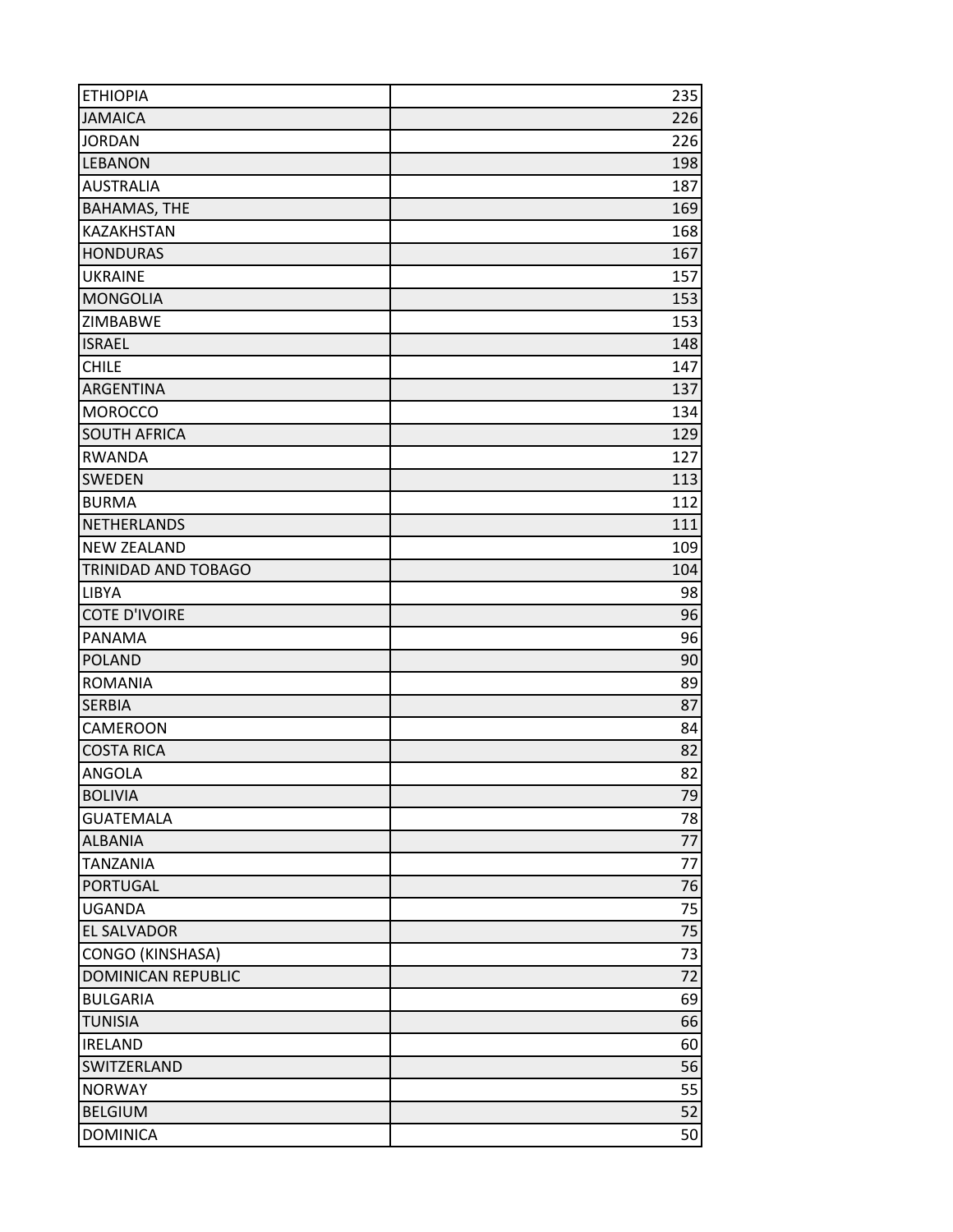| | |
|---|---|
| ETHIOPIA | 235 |
| JAMAICA | 226 |
| JORDAN | 226 |
| LEBANON | 198 |
| AUSTRALIA | 187 |
| BAHAMAS, THE | 169 |
| KAZAKHSTAN | 168 |
| HONDURAS | 167 |
| UKRAINE | 157 |
| MONGOLIA | 153 |
| ZIMBABWE | 153 |
| ISRAEL | 148 |
| CHILE | 147 |
| ARGENTINA | 137 |
| MOROCCO | 134 |
| SOUTH AFRICA | 129 |
| RWANDA | 127 |
| SWEDEN | 113 |
| BURMA | 112 |
| NETHERLANDS | 111 |
| NEW ZEALAND | 109 |
| TRINIDAD AND TOBAGO | 104 |
| LIBYA | 98 |
| COTE D'IVOIRE | 96 |
| PANAMA | 96 |
| POLAND | 90 |
| ROMANIA | 89 |
| SERBIA | 87 |
| CAMEROON | 84 |
| COSTA RICA | 82 |
| ANGOLA | 82 |
| BOLIVIA | 79 |
| GUATEMALA | 78 |
| ALBANIA | 77 |
| TANZANIA | 77 |
| PORTUGAL | 76 |
| UGANDA | 75 |
| EL SALVADOR | 75 |
| CONGO (KINSHASA) | 73 |
| DOMINICAN REPUBLIC | 72 |
| BULGARIA | 69 |
| TUNISIA | 66 |
| IRELAND | 60 |
| SWITZERLAND | 56 |
| NORWAY | 55 |
| BELGIUM | 52 |
| DOMINICA | 50 |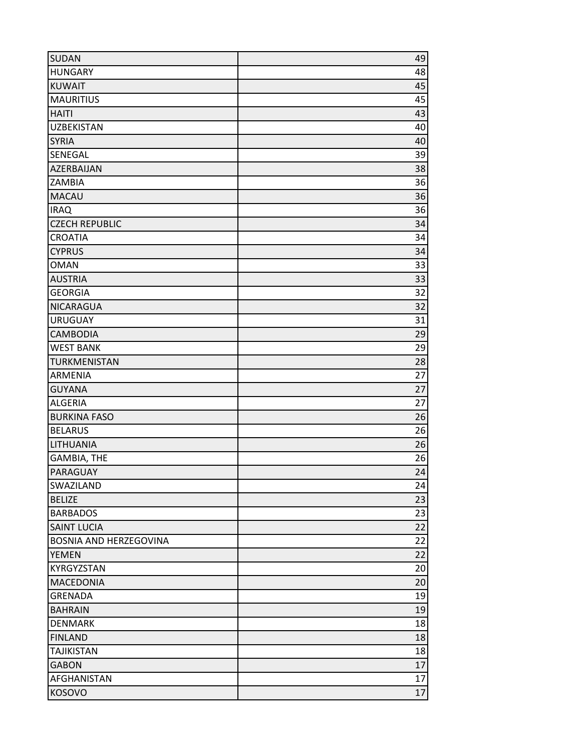| | |
|---|---|
| SUDAN | 49 |
| HUNGARY | 48 |
| KUWAIT | 45 |
| MAURITIUS | 45 |
| HAITI | 43 |
| UZBEKISTAN | 40 |
| SYRIA | 40 |
| SENEGAL | 39 |
| AZERBAIJAN | 38 |
| ZAMBIA | 36 |
| MACAU | 36 |
| IRAQ | 36 |
| CZECH REPUBLIC | 34 |
| CROATIA | 34 |
| CYPRUS | 34 |
| OMAN | 33 |
| AUSTRIA | 33 |
| GEORGIA | 32 |
| NICARAGUA | 32 |
| URUGUAY | 31 |
| CAMBODIA | 29 |
| WEST BANK | 29 |
| TURKMENISTAN | 28 |
| ARMENIA | 27 |
| GUYANA | 27 |
| ALGERIA | 27 |
| BURKINA FASO | 26 |
| BELARUS | 26 |
| LITHUANIA | 26 |
| GAMBIA, THE | 26 |
| PARAGUAY | 24 |
| SWAZILAND | 24 |
| BELIZE | 23 |
| BARBADOS | 23 |
| SAINT LUCIA | 22 |
| BOSNIA AND HERZEGOVINA | 22 |
| YEMEN | 22 |
| KYRGYZSTAN | 20 |
| MACEDONIA | 20 |
| GRENADA | 19 |
| BAHRAIN | 19 |
| DENMARK | 18 |
| FINLAND | 18 |
| TAJIKISTAN | 18 |
| GABON | 17 |
| AFGHANISTAN | 17 |
| KOSOVO | 17 |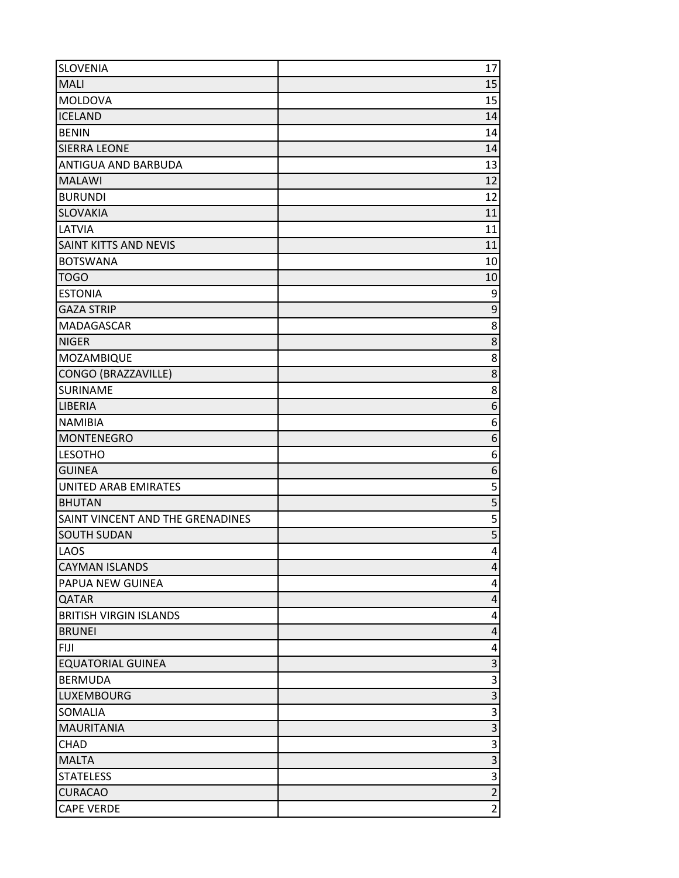| | |
|---|---|
| SLOVENIA | 17 |
| MALI | 15 |
| MOLDOVA | 15 |
| ICELAND | 14 |
| BENIN | 14 |
| SIERRA LEONE | 14 |
| ANTIGUA AND BARBUDA | 13 |
| MALAWI | 12 |
| BURUNDI | 12 |
| SLOVAKIA | 11 |
| LATVIA | 11 |
| SAINT KITTS AND NEVIS | 11 |
| BOTSWANA | 10 |
| TOGO | 10 |
| ESTONIA | 9 |
| GAZA STRIP | 9 |
| MADAGASCAR | 8 |
| NIGER | 8 |
| MOZAMBIQUE | 8 |
| CONGO (BRAZZAVILLE) | 8 |
| SURINAME | 8 |
| LIBERIA | 6 |
| NAMIBIA | 6 |
| MONTENEGRO | 6 |
| LESOTHO | 6 |
| GUINEA | 6 |
| UNITED ARAB EMIRATES | 5 |
| BHUTAN | 5 |
| SAINT VINCENT AND THE GRENADINES | 5 |
| SOUTH SUDAN | 5 |
| LAOS | 4 |
| CAYMAN ISLANDS | 4 |
| PAPUA NEW GUINEA | 4 |
| QATAR | 4 |
| BRITISH VIRGIN ISLANDS | 4 |
| BRUNEI | 4 |
| FIJI | 4 |
| EQUATORIAL GUINEA | 3 |
| BERMUDA | 3 |
| LUXEMBOURG | 3 |
| SOMALIA | 3 |
| MAURITANIA | 3 |
| CHAD | 3 |
| MALTA | 3 |
| STATELESS | 3 |
| CURACAO | 2 |
| CAPE VERDE | 2 |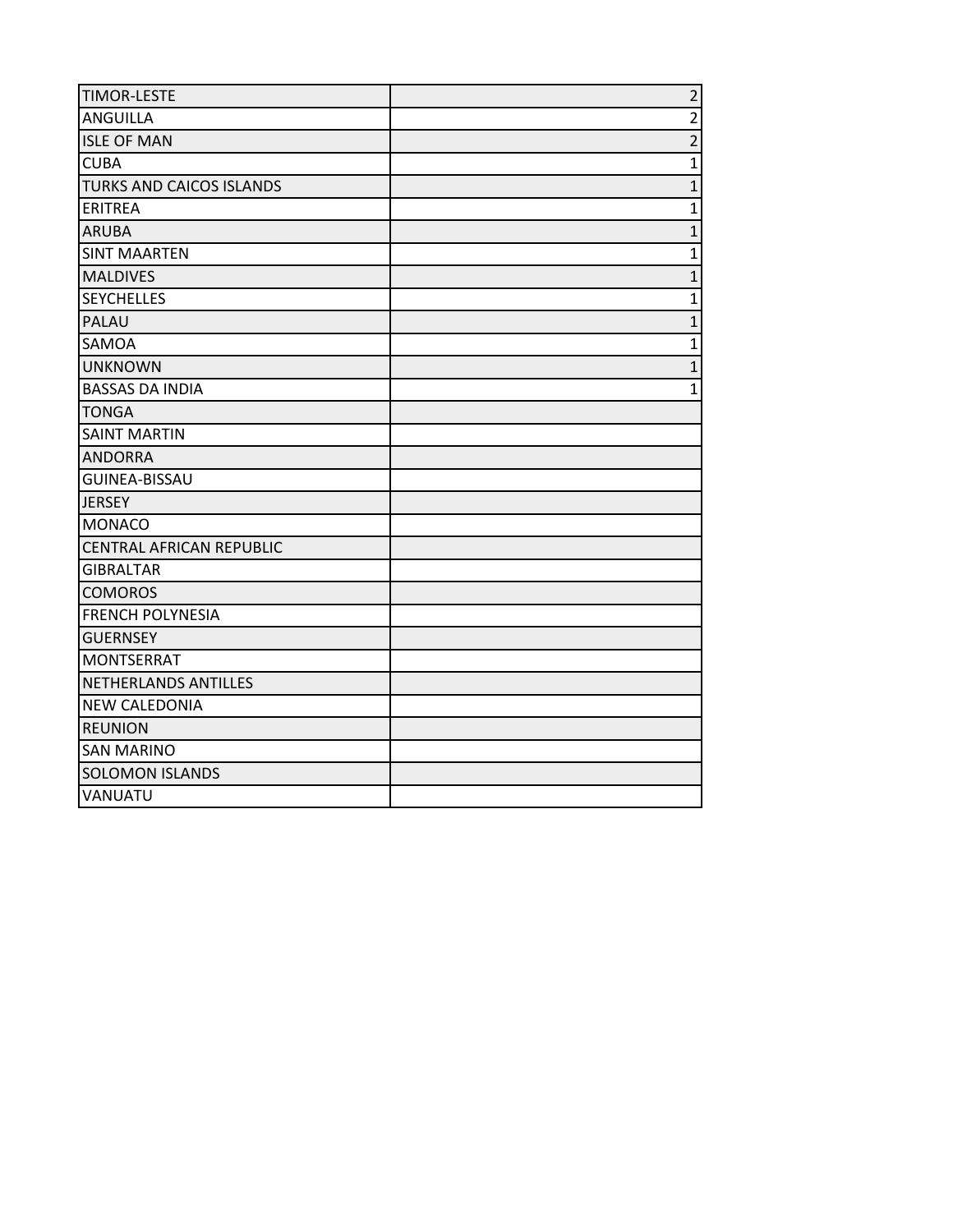| | |
|---|---|
| TIMOR-LESTE | 2 |
| ANGUILLA | 2 |
| ISLE OF MAN | 2 |
| CUBA | 1 |
| TURKS AND CAICOS ISLANDS | 1 |
| ERITREA | 1 |
| ARUBA | 1 |
| SINT MAARTEN | 1 |
| MALDIVES | 1 |
| SEYCHELLES | 1 |
| PALAU | 1 |
| SAMOA | 1 |
| UNKNOWN | 1 |
| BASSAS DA INDIA | 1 |
| TONGA | |
| SAINT MARTIN | |
| ANDORRA | |
| GUINEA-BISSAU | |
| JERSEY | |
| MONACO | |
| CENTRAL AFRICAN REPUBLIC | |
| GIBRALTAR | |
| COMOROS | |
| FRENCH POLYNESIA | |
| GUERNSEY | |
| MONTSERRAT | |
| NETHERLANDS ANTILLES | |
| NEW CALEDONIA | |
| REUNION | |
| SAN MARINO | |
| SOLOMON ISLANDS | |
| VANUATU | |